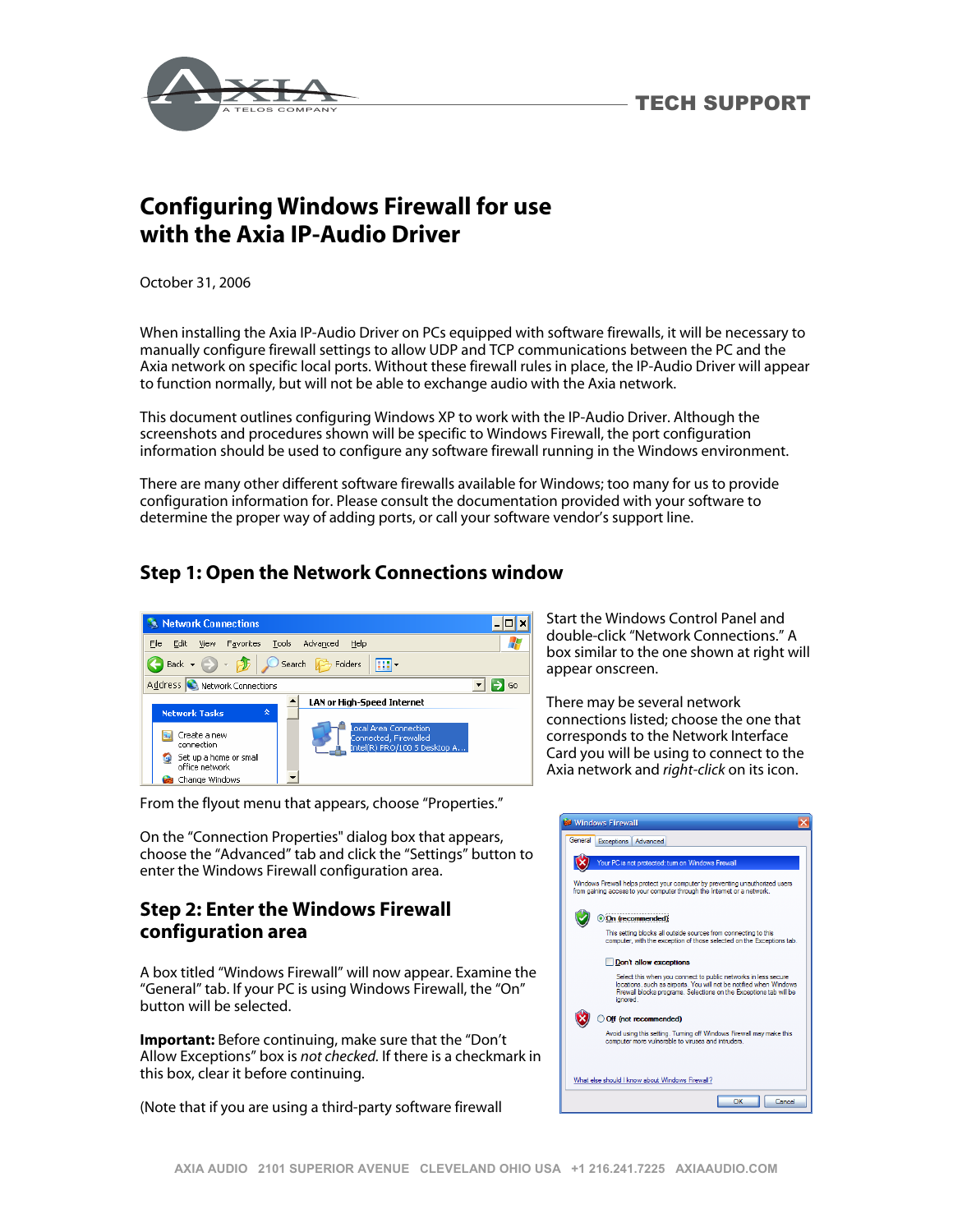# Configuring Windows Firewall for use with the Axia IP-Audio Driver

October 31, 2006

When installing the Axia IP-Audio Driver on PCs equipped with software firewalls, it will be necessary to manually configure firewall settings to allow UDP and TCP communications between the PC and the Axia network on specific local ports. Without these firewall rules in place, the IP-Audio Driver will appear to function normally, but will not be able to exchange audio with the Axia network.

This document outlines configuring Windows XP to work with the IP-Audio Driver. Although the screenshots and procedures shown will be specific to Windows Firewall, the port configuration information should be used to configure any software firewall running in the Windows environment.

There are many other different software firewalls available for Windows; too many for us to provide configuration information for. Please consult the documentation provided with your software to determine the proper way of adding ports, or call your software vendor's support line.

## Step 1: Open the Network Connections window

Start the Windows Control Panel and double-click "Network Connections." A box similar to the one shown at right will appear onscreen.

There may be several network connections listed; choose the one that corresponds to the Network Interface Card you will be using to connect to the Axia network and *right-click* on its icon.

From the flyout menu that appears, choose "Properties."

On the "Connection Properties" dialog box that appears, choose the "Advanced" tab and click the "Settings" button to enter the Windows Firewall configuration area.

## Step 2: Enter the Windows Firewall configuration area

A box titled "Windows Firewall" will now appear. Examine the "General" tab. If your PC is using Windows Firewall, the "On" button will be selected.

**Important:** Before continuing, make sure that the "Don't Allow Exceptions" box is *not checked*. If there is a checkmark in this box, clear it before continuing.

(Note that if you are using a third-party software firewall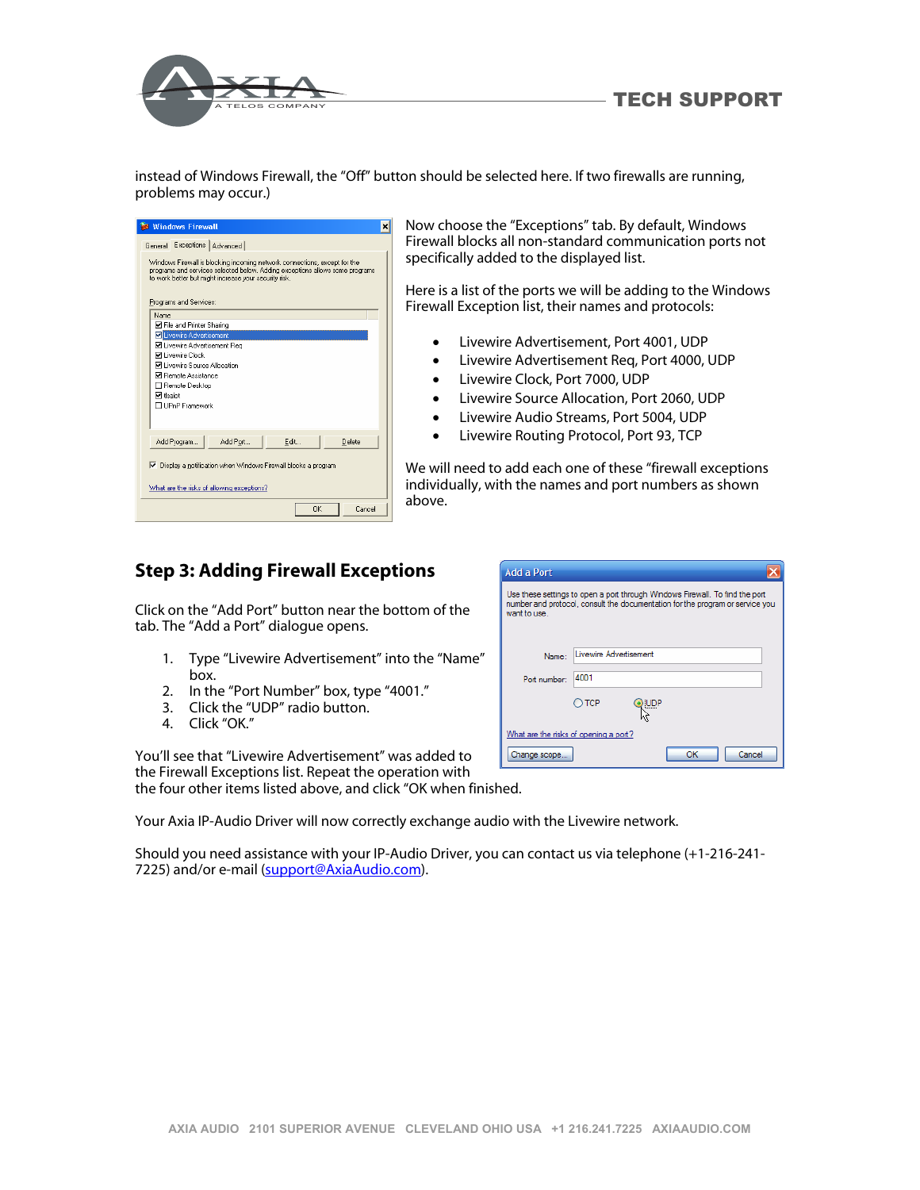instead of Windows Firewall, the “Off” button should be selected here. If two firewalls are running, problems may occur.)

Now choose the “Exceptions” tab. By default, Windows Firewall blocks all non-standard communication ports not specifically added to the displayed list.

Here is a list of the ports we will be adding to the Windows Firewall Exception list, their names and protocols:

- Livewire Advertisement, Port 4001, UDP
- Livewire Advertisement Req, Port 4000, UDP
- Livewire Clock, Port 7000, UDP
- Livewire Source Allocation, Port 2060, UDP
- Livewire Audio Streams, Port 5004, UDP
- Livewire Routing Protocol, Port 93, TCP

We will need to add each one of these “firewall exceptions individually, with the names and port numbers as shown above.

## Step 3: Adding Firewall Exceptions

Click on the “Add Port” button near the bottom of the tab. The “Add a Port” dialogue opens.

1. Type “Livewire Advertisement” into the “Name” box.
2. In the “Port Number” box, type “4001.”
3. Click the “UDP” radio button.
4. Click “OK.”

You’ll see that “Livewire Advertisement” was added to the Firewall Exceptions list. Repeat the operation with the four other items listed above, and click “OK when finished.

Your Axia IP-Audio Driver will now correctly exchange audio with the Livewire network.

Should you need assistance with your IP-Audio Driver, you can contact us via telephone (+1-216-241-7225) and/or e-mail (support@AxiaAudio.com).